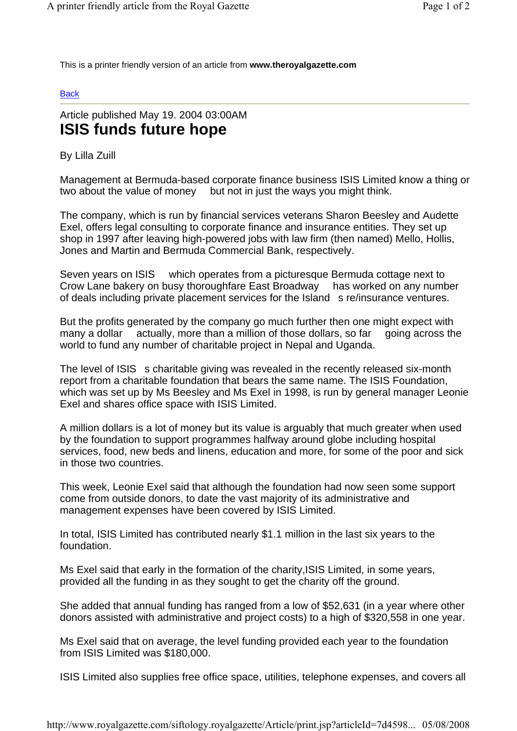This is a printer friendly version of an article from **www.theroyalgazette.com**

Back

Article published May 19. 2004 03:00AM

# ISIS funds future hope

By Lilla Zuill

Management at Bermuda-based corporate finance business ISIS Limited know a thing or two about the value of money  but not in just the ways you might think.

The company, which is run by financial services veterans Sharon Beesley and Audette Exel, offers legal consulting to corporate finance and insurance entities. They set up shop in 1997 after leaving high-powered jobs with law firm (then named) Mello, Hollis, Jones and Martin and Bermuda Commercial Bank, respectively.

Seven years on ISIS  which operates from a picturesque Bermuda cottage next to Crow Lane bakery on busy thoroughfare East Broadway  has worked on any number of deals including private placement services for the Island s re/insurance ventures.

But the profits generated by the company go much further then one might expect with many a dollar  actually, more than a million of those dollars, so far  going across the world to fund any number of charitable project in Nepal and Uganda.

The level of ISIS s charitable giving was revealed in the recently released six-month report from a charitable foundation that bears the same name. The ISIS Foundation, which was set up by Ms Beesley and Ms Exel in 1998, is run by general manager Leonie Exel and shares office space with ISIS Limited.

A million dollars is a lot of money but its value is arguably that much greater when used by the foundation to support programmes halfway around globe including hospital services, food, new beds and linens, education and more, for some of the poor and sick in those two countries.

This week, Leonie Exel said that although the foundation had now seen some support come from outside donors, to date the vast majority of its administrative and management expenses have been covered by ISIS Limited.

In total, ISIS Limited has contributed nearly $1.1 million in the last six years to the foundation.

Ms Exel said that early in the formation of the charity,ISIS Limited, in some years, provided all the funding in as they sought to get the charity off the ground.

She added that annual funding has ranged from a low of $52,631 (in a year where other donors assisted with administrative and project costs) to a high of $320,558 in one year.

Ms Exel said that on average, the level funding provided each year to the foundation from ISIS Limited was $180,000.

ISIS Limited also supplies free office space, utilities, telephone expenses, and covers all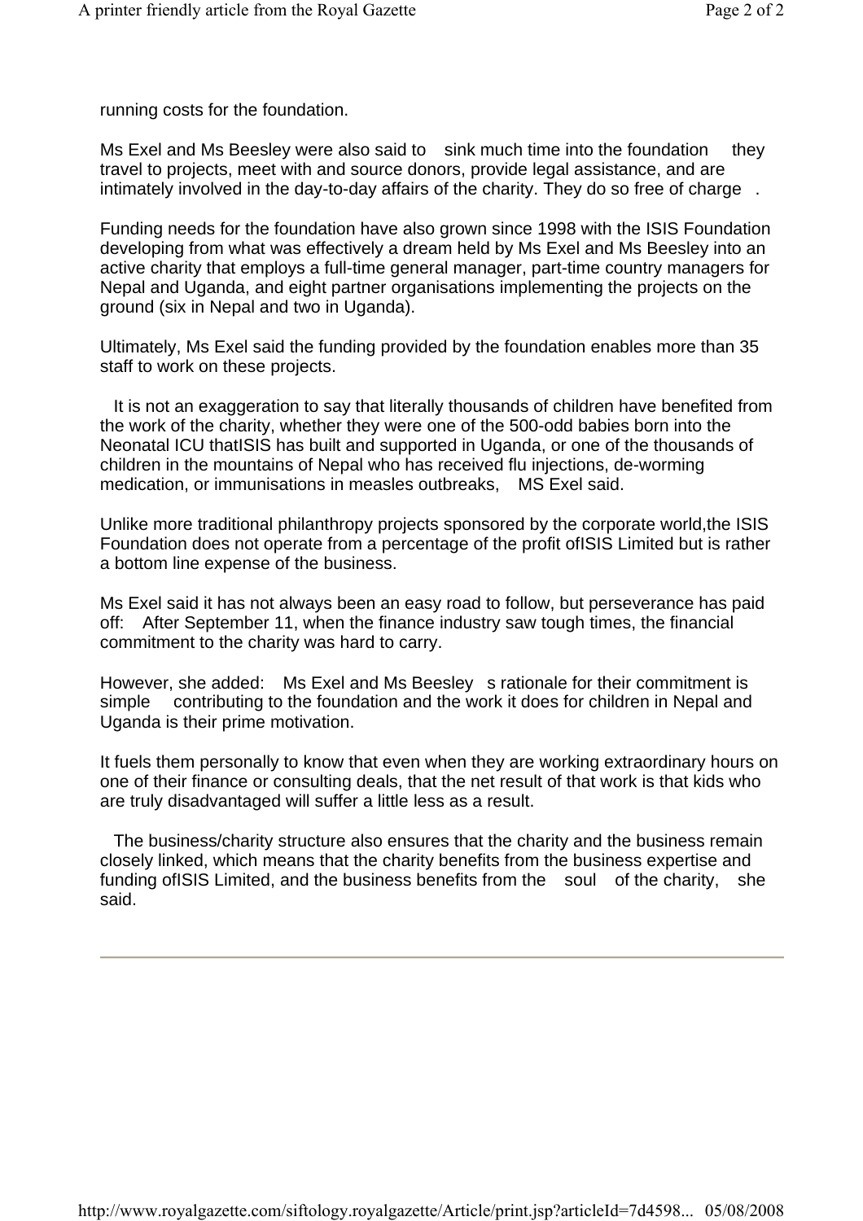running costs for the foundation.

Ms Exel and Ms Beesley were also said to sink much time into the foundation they travel to projects, meet with and source donors, provide legal assistance, and are intimately involved in the day-to-day affairs of the charity. They do so free of charge .

Funding needs for the foundation have also grown since 1998 with the ISIS Foundation developing from what was effectively a dream held by Ms Exel and Ms Beesley into an active charity that employs a full-time general manager, part-time country managers for Nepal and Uganda, and eight partner organisations implementing the projects on the ground (six in Nepal and two in Uganda).

Ultimately, Ms Exel said the funding provided by the foundation enables more than 35 staff to work on these projects.

It is not an exaggeration to say that literally thousands of children have benefited from the work of the charity, whether they were one of the 500-odd babies born into the Neonatal ICU thatISIS has built and supported in Uganda, or one of the thousands of children in the mountains of Nepal who has received flu injections, de-worming medication, or immunisations in measles outbreaks, MS Exel said.

Unlike more traditional philanthropy projects sponsored by the corporate world,the ISIS Foundation does not operate from a percentage of the profit ofISIS Limited but is rather a bottom line expense of the business.

Ms Exel said it has not always been an easy road to follow, but perseverance has paid off: After September 11, when the finance industry saw tough times, the financial commitment to the charity was hard to carry.

However, she added: Ms Exel and Ms Beesley s rationale for their commitment is simple contributing to the foundation and the work it does for children in Nepal and Uganda is their prime motivation.

It fuels them personally to know that even when they are working extraordinary hours on one of their finance or consulting deals, that the net result of that work is that kids who are truly disadvantaged will suffer a little less as a result.

The business/charity structure also ensures that the charity and the business remain closely linked, which means that the charity benefits from the business expertise and funding ofISIS Limited, and the business benefits from the soul of the charity, she said.

---